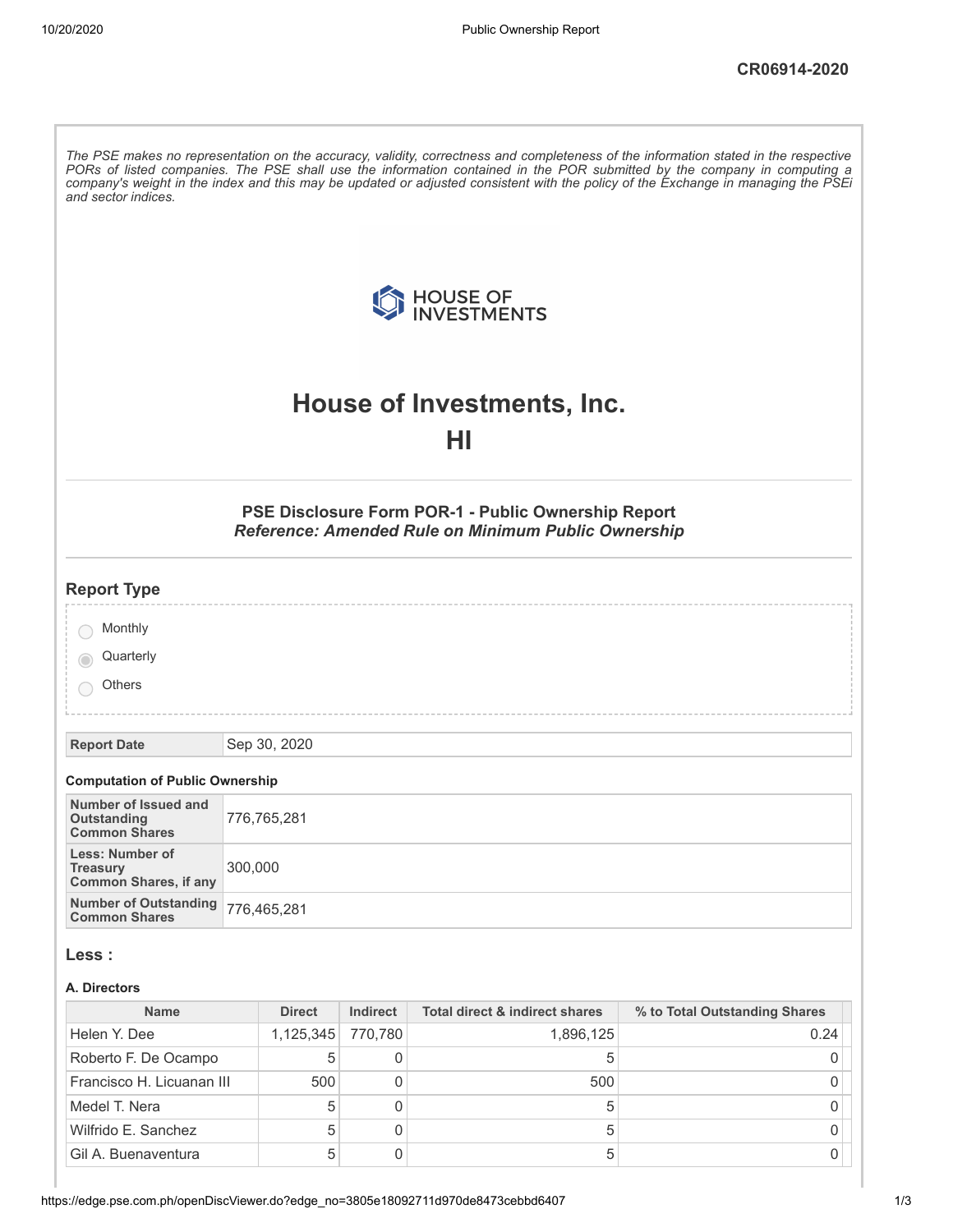CR06914-2020

*The PSE makes no representation on the accuracy, validity, correctness and completeness of the information stated in the respective PORs of listed companies. The PSE shall use the information contained in the POR submitted by the company in computing a company's weight in the index and this may be updated or adjusted consistent with the policy of the Exchange in managing the PSEi and sector indices.*

# House of Investments, Inc.

# HI

## PSE Disclosure Form POR-1 - Public Ownership Report

***Reference: Amended Rule on Minimum Public Ownership***

## Report Type

- Monthly
- Quarterly (selected)
- Others

| Report Date | Sep 30, 2020 |
|---|---|

### Computation of Public Ownership

| | |
|---|---|
| **Number of Issued and Outstanding Common Shares** | 776,765,281 |
| **Less: Number of Treasury Common Shares, if any** | 300,000 |
| **Number of Outstanding Common Shares** | 776,465,281 |

## Less :

### A. Directors

| Name | Direct | Indirect | Total direct & indirect shares | % to Total Outstanding Shares |
|---|---|---|---|---|
| Helen Y. Dee | 1,125,345 | 770,780 | 1,896,125 | 0.24 |
| Roberto F. De Ocampo | 5 | 0 | 5 | 0 |
| Francisco H. Licuanan III | 500 | 0 | 500 | 0 |
| Medel T. Nera | 5 | 0 | 5 | 0 |
| Wilfrido E. Sanchez | 5 | 0 | 5 | 0 |
| Gil A. Buenaventura | 5 | 0 | 5 | 0 |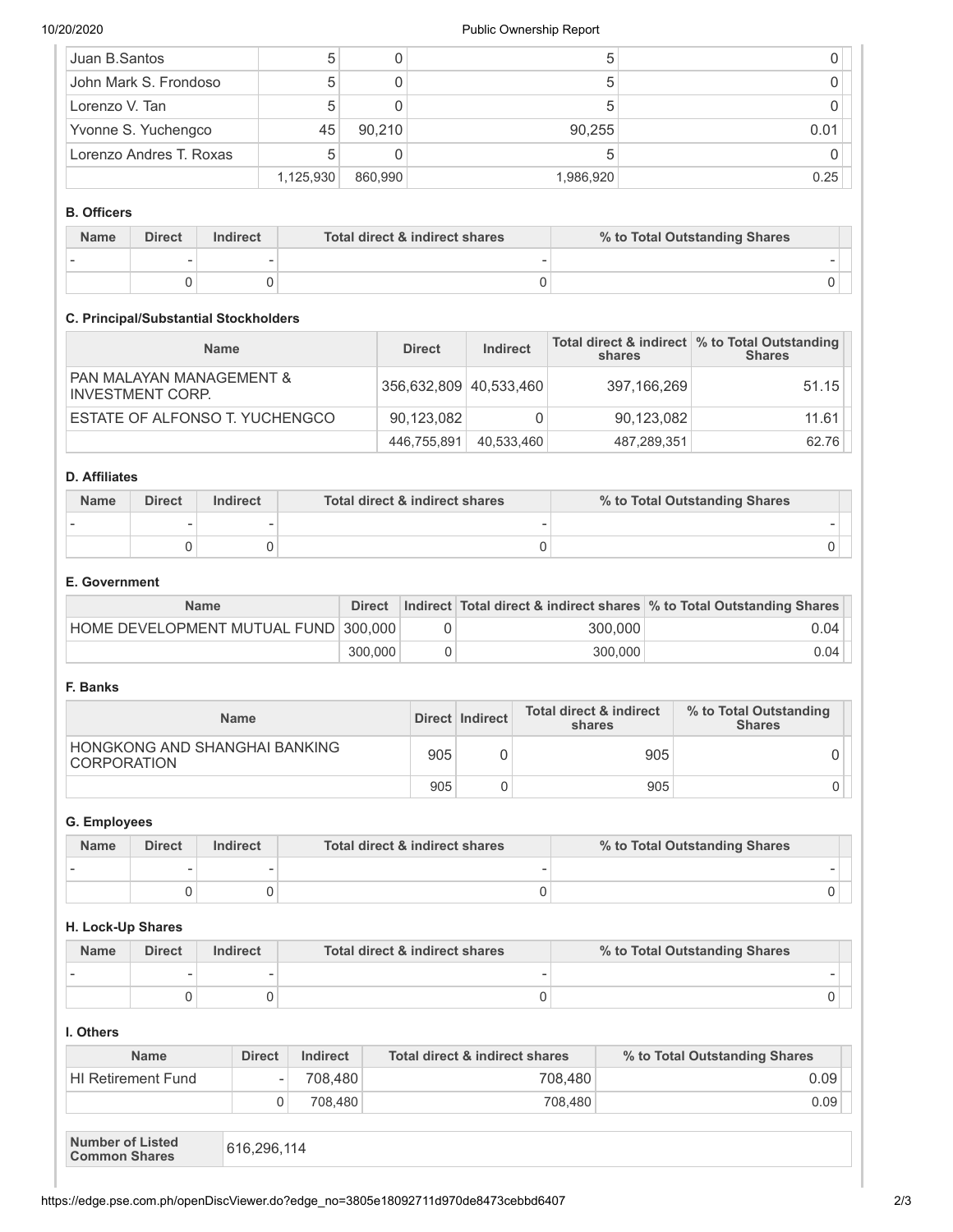| Juan B.Santos | 5 | 0 | 5 | 0 |
|---|---|---|---|---|
| John Mark S. Frondoso | 5 | 0 | 5 | 0 |
| Lorenzo V. Tan | 5 | 0 | 5 | 0 |
| Yvonne S. Yuchengco | 45 | 90,210 | 90,255 | 0.01 |
| Lorenzo Andres T. Roxas | 5 | 0 | 5 | 0 |
| | 1,125,930 | 860,990 | 1,986,920 | 0.25 |

### B. Officers

| Name | Direct | Indirect | Total direct & indirect shares | % to Total Outstanding Shares |
|---|---|---|---|---|
| - | - | - | - | - |
| | 0 | 0 | 0 | 0 |

### C. Principal/Substantial Stockholders

| Name | Direct | Indirect | Total direct & indirect shares | % to Total Outstanding Shares |
|---|---|---|---|---|
| PAN MALAYAN MANAGEMENT & INVESTMENT CORP. | 356,632,809 | 40,533,460 | 397,166,269 | 51.15 |
| ESTATE OF ALFONSO T. YUCHENGCO | 90,123,082 | 0 | 90,123,082 | 11.61 |
| | 446,755,891 | 40,533,460 | 487,289,351 | 62.76 |

### D. Affiliates

| Name | Direct | Indirect | Total direct & indirect shares | % to Total Outstanding Shares |
|---|---|---|---|---|
| - | - | - | - | - |
| | 0 | 0 | 0 | 0 |

### E. Government

| Name | Direct | Indirect | Total direct & indirect shares | % to Total Outstanding Shares |
|---|---|---|---|---|
| HOME DEVELOPMENT MUTUAL FUND | 300,000 | 0 | 300,000 | 0.04 |
| | 300,000 | 0 | 300,000 | 0.04 |

### F. Banks

| Name | Direct | Indirect | Total direct & indirect shares | % to Total Outstanding Shares |
|---|---|---|---|---|
| HONGKONG AND SHANGHAI BANKING CORPORATION | 905 | 0 | 905 | 0 |
| | 905 | 0 | 905 | 0 |

### G. Employees

| Name | Direct | Indirect | Total direct & indirect shares | % to Total Outstanding Shares |
|---|---|---|---|---|
| - | - | - | - | - |
| | 0 | 0 | 0 | 0 |

### H. Lock-Up Shares

| Name | Direct | Indirect | Total direct & indirect shares | % to Total Outstanding Shares |
|---|---|---|---|---|
| - | - | - | - | - |
| | 0 | 0 | 0 | 0 |

### I. Others

| Name | Direct | Indirect | Total direct & indirect shares | % to Total Outstanding Shares |
|---|---|---|---|---|
| HI Retirement Fund | - | 708,480 | 708,480 | 0.09 |
| | 0 | 708,480 | 708,480 | 0.09 |

| Number of Listed Common Shares | 616,296,114 |
|---|---|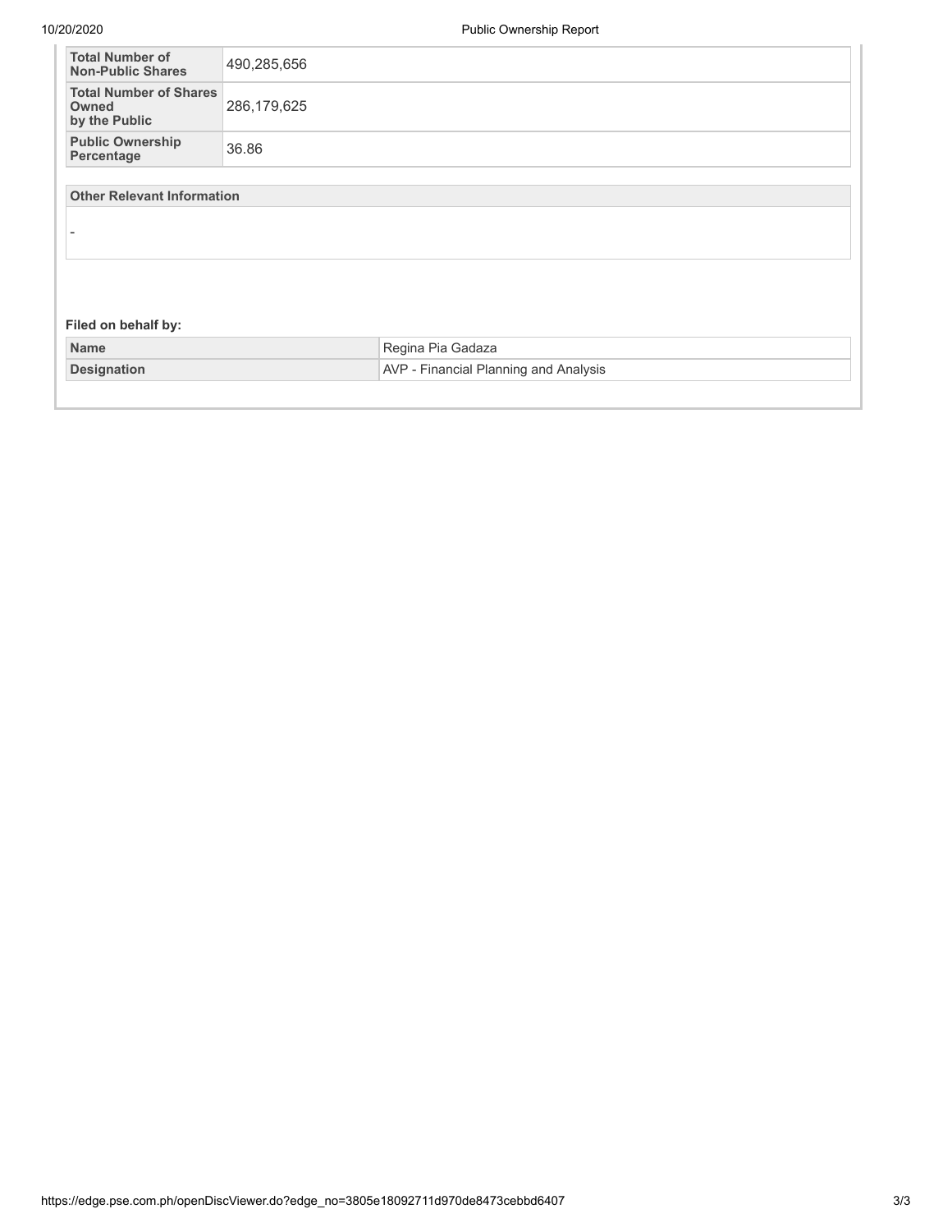| | |
|---|---|
| **Total Number of Non-Public Shares** | 490,285,656 |
| **Total Number of Shares Owned by the Public** | 286,179,625 |
| **Public Ownership Percentage** | 36.86 |

| **Other Relevant Information** |
|---|
| - |

**Filed on behalf by:**

| | |
|---|---|
| **Name** | Regina Pia Gadaza |
| **Designation** | AVP - Financial Planning and Analysis |